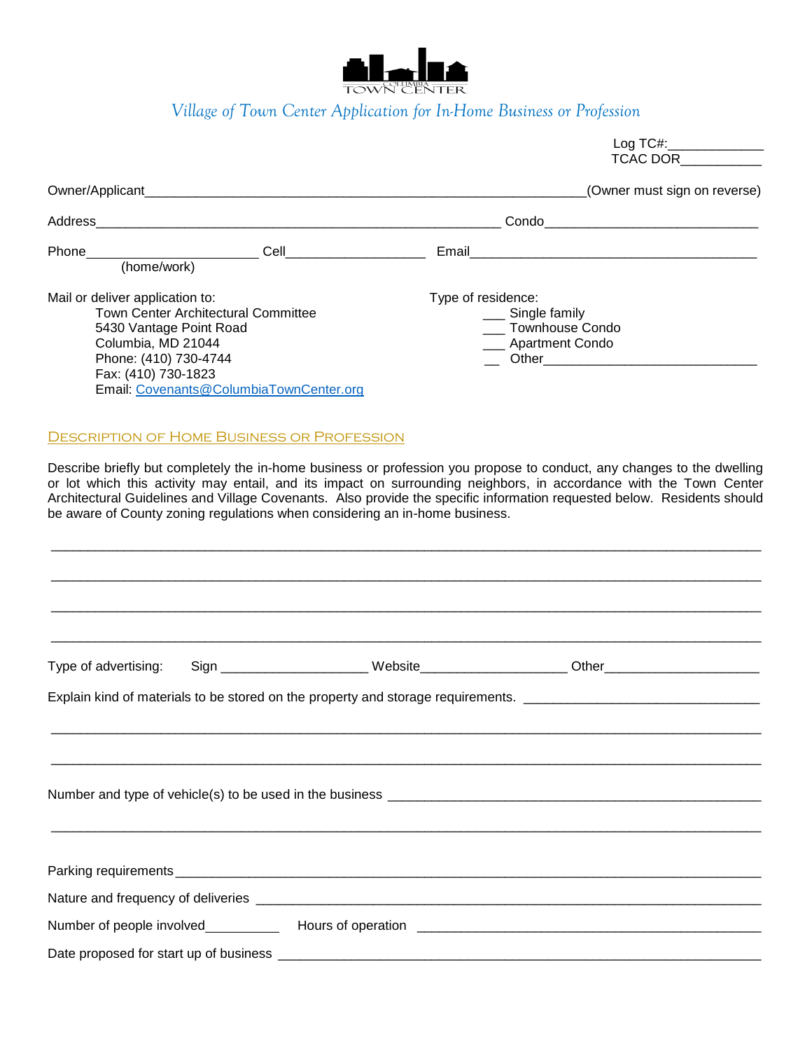COLUMBIA TOWN CENTER

# *Village of Town Center Application for In-Home Business or Profession*

Log TC#:____________
TCAC DOR__________

Owner/Applicant_____________________________________________________________(Owner must sign on reverse)

Address_______________________________________________________ Condo_____________________________

Phone_______________________ Cell__________________ Email________________________________________
(home/work)

Mail or deliver application to:
Town Center Architectural Committee
5430 Vantage Point Road
Columbia, MD 21044
Phone: (410) 730-4744
Fax: (410) 730-1823
Email: Covenants@ColumbiaTownCenter.org

Type of residence:
___ Single family
___ Townhouse Condo
___ Apartment Condo
__ Other_____________________________

## Description of Home Business or Profession

Describe briefly but completely the in-home business or profession you propose to conduct, any changes to the dwelling or lot which this activity may entail, and its impact on surrounding neighbors, in accordance with the Town Center Architectural Guidelines and Village Covenants. Also provide the specific information requested below. Residents should be aware of County zoning regulations when considering an in-home business.

_____________________________________________________________________________________

_____________________________________________________________________________________

_____________________________________________________________________________________

_____________________________________________________________________________________

Type of advertising: Sign ____________________ Website____________________ Other_____________________

Explain kind of materials to be stored on the property and storage requirements. _______________________________

_____________________________________________________________________________________

_____________________________________________________________________________________

Number and type of vehicle(s) to be used in the business _______________________________________________

_____________________________________________________________________________________

Parking requirements_________________________________________________________________________

Nature and frequency of deliveries _______________________________________________________________

Number of people involved__________ Hours of operation ____________________________________________

Date proposed for start up of business _____________________________________________________________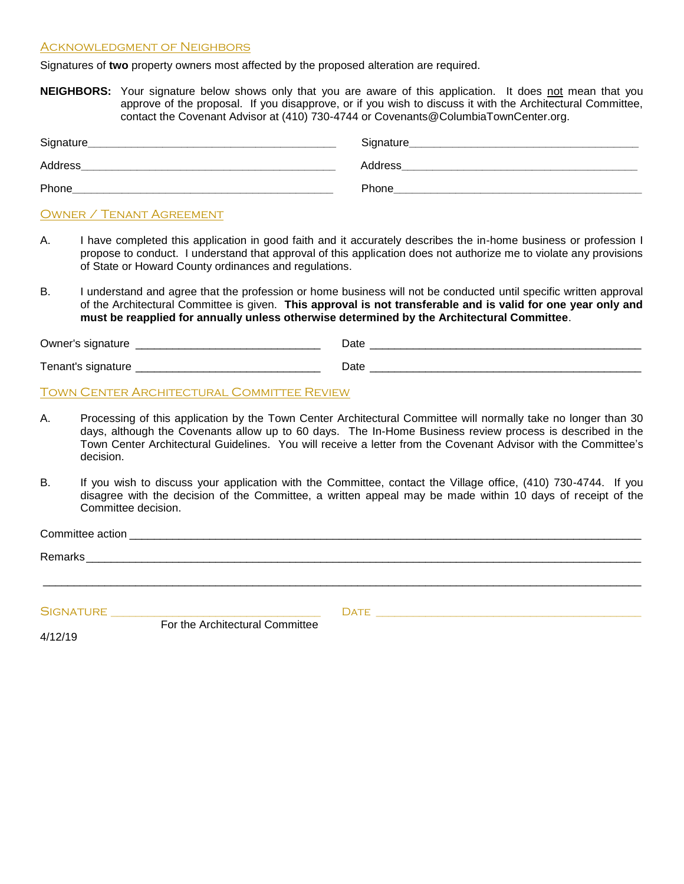## Acknowledgment of Neighbors

Signatures of **two** property owners most affected by the proposed alteration are required.

**NEIGHBORS:** Your signature below shows only that you are aware of this application. It does not mean that you approve of the proposal. If you disapprove, or if you wish to discuss it with the Architectural Committee, contact the Covenant Advisor at (410) 730-4744 or Covenants@ColumbiaTownCenter.org.

Signature_______________________________________ Signature_______________________________________

Address_______________________________________ Address_______________________________________

Phone_______________________________________ Phone_______________________________________

## Owner / Tenant Agreement

A. I have completed this application in good faith and it accurately describes the in-home business or profession I propose to conduct. I understand that approval of this application does not authorize me to violate any provisions of State or Howard County ordinances and regulations.

B. I understand and agree that the profession or home business will not be conducted until specific written approval of the Architectural Committee is given. **This approval is not transferable and is valid for one year only and must be reapplied for annually unless otherwise determined by the Architectural Committee**.

Owner's signature ____________________________ Date ________________________________________

Tenant's signature ____________________________ Date ________________________________________

## Town Center Architectural Committee Review

A. Processing of this application by the Town Center Architectural Committee will normally take no longer than 30 days, although the Covenants allow up to 60 days. The In-Home Business review process is described in the Town Center Architectural Guidelines. You will receive a letter from the Covenant Advisor with the Committee's decision.

B. If you wish to discuss your application with the Committee, contact the Village office, (410) 730-4744. If you disagree with the decision of the Committee, a written appeal may be made within 10 days of receipt of the Committee decision.

Committee action ________________________________________________________________________________

Remarks ________________________________________________________________________________________

________________________________________________________________________________________________

Signature ________________________________ Date ________________________________________
For the Architectural Committee

4/12/19